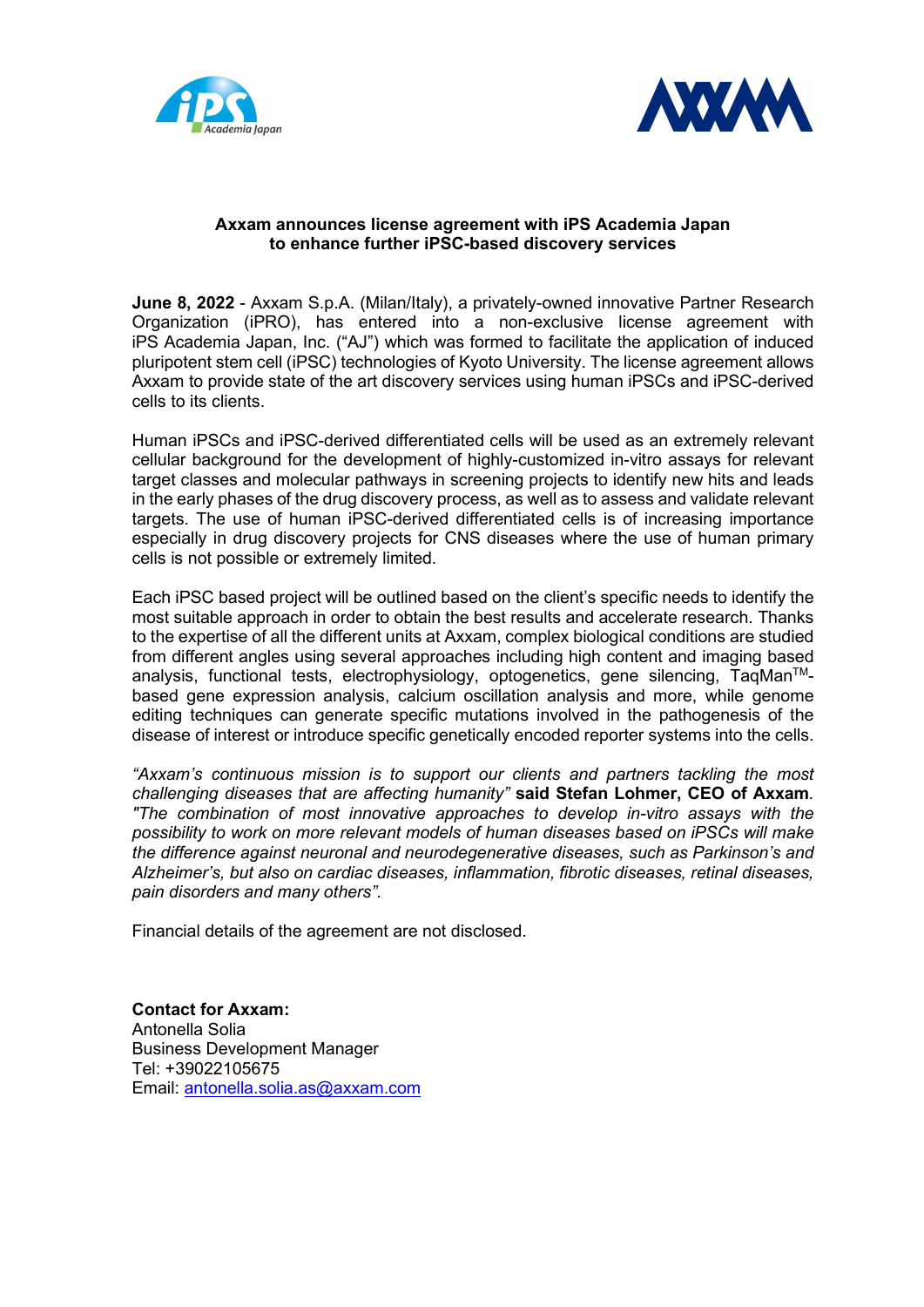**Axxam announces license agreement with iPS Academia Japan to enhance further iPSC-based discovery services**

**June 8, 2022** - Axxam S.p.A. (Milan/Italy), a privately-owned innovative Partner Research Organization (iPRO), has entered into a non-exclusive license agreement with iPS Academia Japan, Inc. ("AJ") which was formed to facilitate the application of induced pluripotent stem cell (iPSC) technologies of Kyoto University. The license agreement allows Axxam to provide state of the art discovery services using human iPSCs and iPSC-derived cells to its clients.

Human iPSCs and iPSC-derived differentiated cells will be used as an extremely relevant cellular background for the development of highly-customized in-vitro assays for relevant target classes and molecular pathways in screening projects to identify new hits and leads in the early phases of the drug discovery process, as well as to assess and validate relevant targets. The use of human iPSC-derived differentiated cells is of increasing importance especially in drug discovery projects for CNS diseases where the use of human primary cells is not possible or extremely limited.

Each iPSC based project will be outlined based on the client's specific needs to identify the most suitable approach in order to obtain the best results and accelerate research. Thanks to the expertise of all the different units at Axxam, complex biological conditions are studied from different angles using several approaches including high content and imaging based analysis, functional tests, electrophysiology, optogenetics, gene silencing, TaqMan™-based gene expression analysis, calcium oscillation analysis and more, while genome editing techniques can generate specific mutations involved in the pathogenesis of the disease of interest or introduce specific genetically encoded reporter systems into the cells.

*"Axxam's continuous mission is to support our clients and partners tackling the most challenging diseases that are affecting humanity"* **said Stefan Lohmer, CEO of Axxam**. *"The combination of most innovative approaches to develop in-vitro assays with the possibility to work on more relevant models of human diseases based on iPSCs will make the difference against neuronal and neurodegenerative diseases, such as Parkinson's and Alzheimer's, but also on cardiac diseases, inflammation, fibrotic diseases, retinal diseases, pain disorders and many others".*

Financial details of the agreement are not disclosed.

**Contact for Axxam:**
Antonella Solia
Business Development Manager
Tel: +39022105675
Email: antonella.solia.as@axxam.com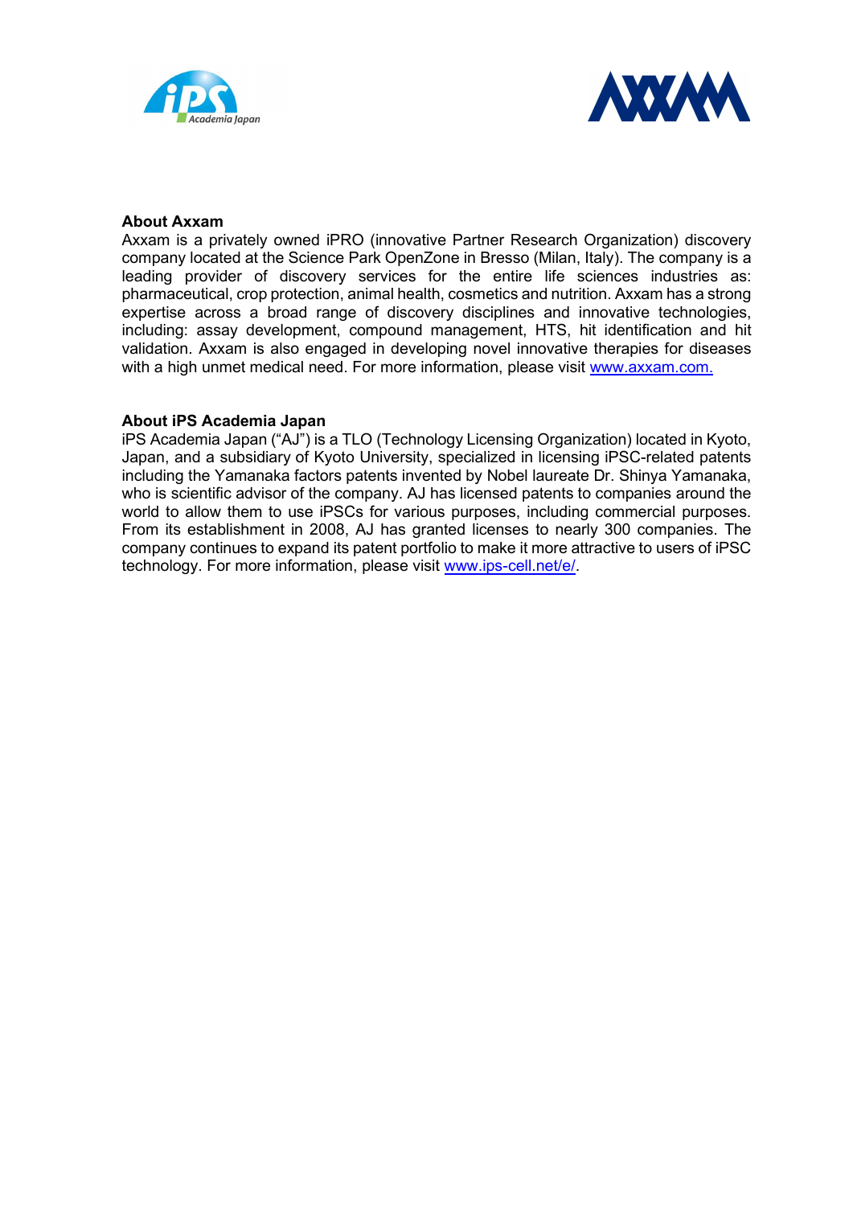**About Axxam**

Axxam is a privately owned iPRO (innovative Partner Research Organization) discovery company located at the Science Park OpenZone in Bresso (Milan, Italy). The company is a leading provider of discovery services for the entire life sciences industries as: pharmaceutical, crop protection, animal health, cosmetics and nutrition. Axxam has a strong expertise across a broad range of discovery disciplines and innovative technologies, including: assay development, compound management, HTS, hit identification and hit validation. Axxam is also engaged in developing novel innovative therapies for diseases with a high unmet medical need. For more information, please visit www.axxam.com.

**About iPS Academia Japan**

iPS Academia Japan (“AJ”) is a TLO (Technology Licensing Organization) located in Kyoto, Japan, and a subsidiary of Kyoto University, specialized in licensing iPSC-related patents including the Yamanaka factors patents invented by Nobel laureate Dr. Shinya Yamanaka, who is scientific advisor of the company. AJ has licensed patents to companies around the world to allow them to use iPSCs for various purposes, including commercial purposes. From its establishment in 2008, AJ has granted licenses to nearly 300 companies. The company continues to expand its patent portfolio to make it more attractive to users of iPSC technology. For more information, please visit www.ips-cell.net/e/.